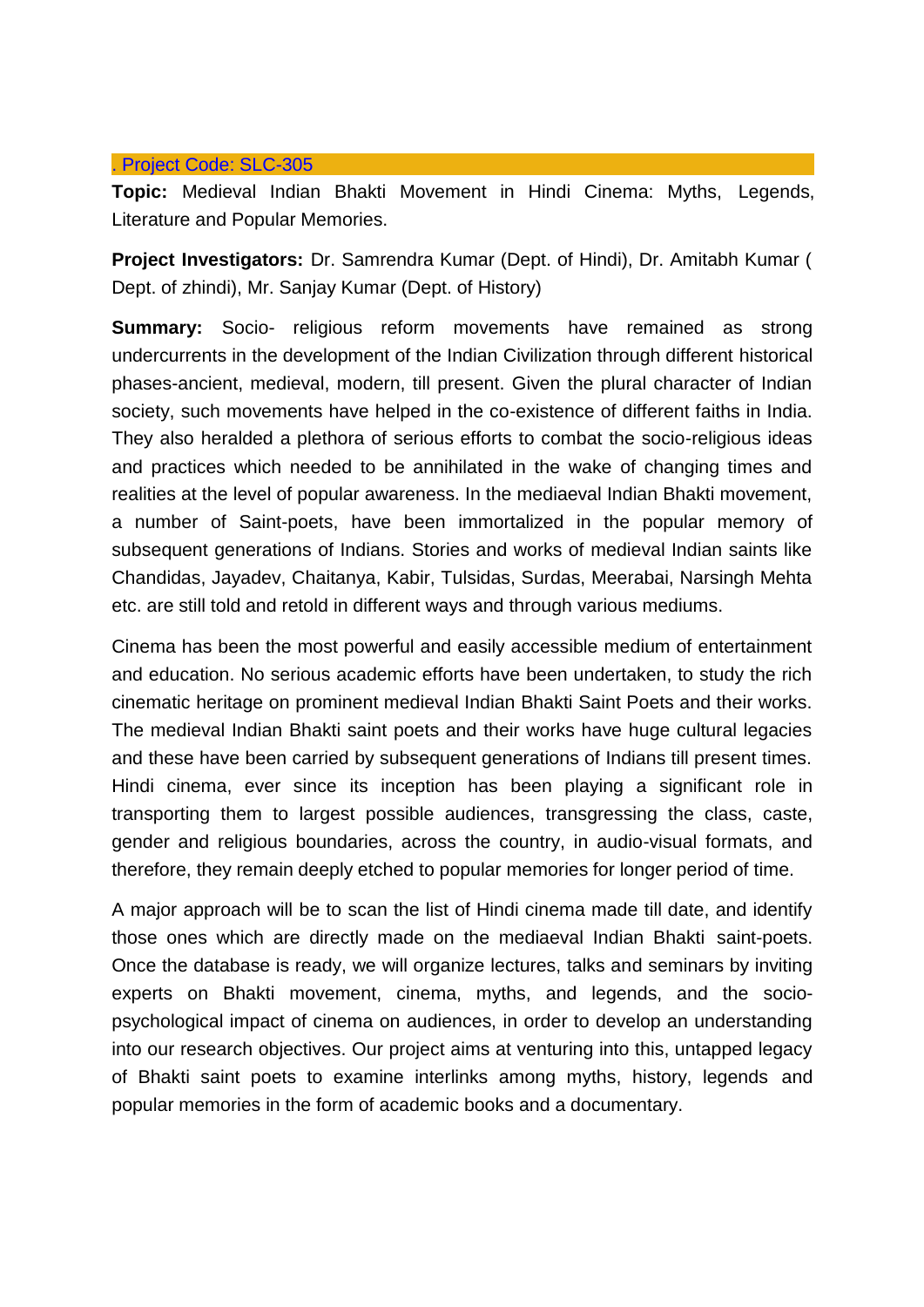. Project Code: SLC-305

**Topic:** Medieval Indian Bhakti Movement in Hindi Cinema: Myths, Legends, Literature and Popular Memories.

**Project Investigators:** Dr. Samrendra Kumar (Dept. of Hindi), Dr. Amitabh Kumar ( Dept. of zhindi), Mr. Sanjay Kumar (Dept. of History)

**Summary:** Socio- religious reform movements have remained as strong undercurrents in the development of the Indian Civilization through different historical phases-ancient, medieval, modern, till present. Given the plural character of Indian society, such movements have helped in the co-existence of different faiths in India. They also heralded a plethora of serious efforts to combat the socio-religious ideas and practices which needed to be annihilated in the wake of changing times and realities at the level of popular awareness. In the mediaeval Indian Bhakti movement, a number of Saint-poets, have been immortalized in the popular memory of subsequent generations of Indians. Stories and works of medieval Indian saints like Chandidas, Jayadev, Chaitanya, Kabir, Tulsidas, Surdas, Meerabai, Narsingh Mehta etc. are still told and retold in different ways and through various mediums.

Cinema has been the most powerful and easily accessible medium of entertainment and education. No serious academic efforts have been undertaken, to study the rich cinematic heritage on prominent medieval Indian Bhakti Saint Poets and their works. The medieval Indian Bhakti saint poets and their works have huge cultural legacies and these have been carried by subsequent generations of Indians till present times. Hindi cinema, ever since its inception has been playing a significant role in transporting them to largest possible audiences, transgressing the class, caste, gender and religious boundaries, across the country, in audio-visual formats, and therefore, they remain deeply etched to popular memories for longer period of time.

A major approach will be to scan the list of Hindi cinema made till date, and identify those ones which are directly made on the mediaeval Indian Bhakti saint-poets. Once the database is ready, we will organize lectures, talks and seminars by inviting experts on Bhakti movement, cinema, myths, and legends, and the socio-psychological impact of cinema on audiences, in order to develop an understanding into our research objectives. Our project aims at venturing into this, untapped legacy of Bhakti saint poets to examine interlinks among myths, history, legends and popular memories in the form of academic books and a documentary.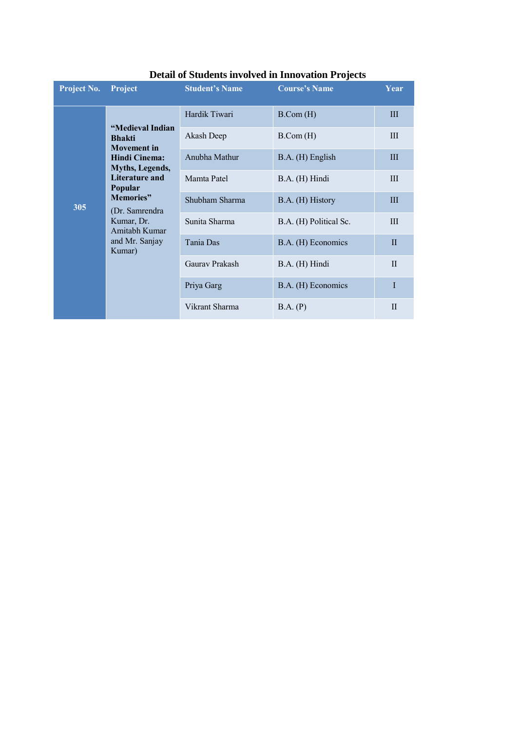**Detail of Students involved in Innovation Projects**

| Project No. | Project | Student's Name | Course's Name | Year |
|---|---|---|---|---|
| 305 | **"Medieval Indian Bhakti Movement in Hindi Cinema: Myths, Legends, Literature and Popular Memories"** (Dr. Samrendra Kumar, Dr. Amitabh Kumar and Mr. Sanjay Kumar) | Hardik Tiwari | B.Com (H) | III |
| | | Akash Deep | B.Com (H) | III |
| | | Anubha Mathur | B.A. (H) English | III |
| | | Mamta Patel | B.A. (H) Hindi | III |
| | | Shubham Sharma | B.A. (H) History | III |
| | | Sunita Sharma | B.A. (H) Political Sc. | III |
| | | Tania Das | B.A. (H) Economics | II |
| | | Gaurav Prakash | B.A. (H) Hindi | II |
| | | Priya Garg | B.A. (H) Economics | I |
| | | Vikrant Sharma | B.A. (P) | II |